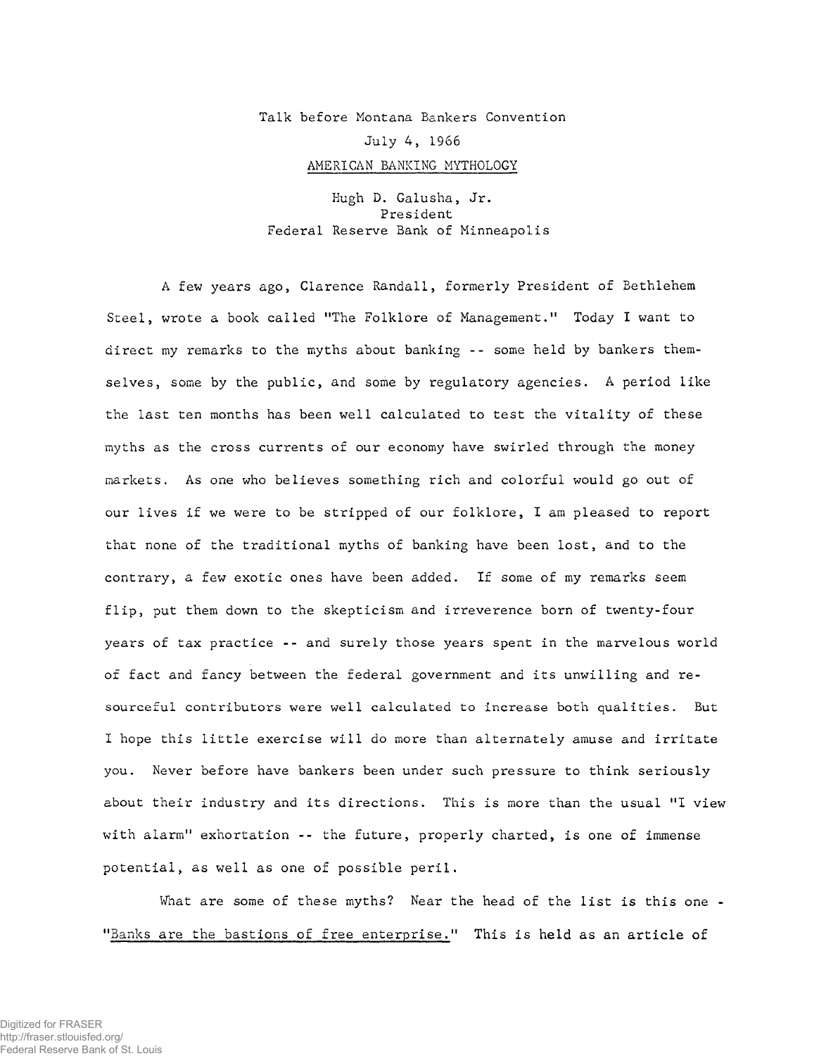Talk before Montana Bankers Convention

July 4, 1966

AMERICAN BANKING MYTHOLOGY

Hugh D. Galusha, Jr.
President
Federal Reserve Bank of Minneapolis

A few years ago, Clarence Randall, formerly President of Bethlehem Steel, wrote a book called "The Folklore of Management." Today I want to direct my remarks to the myths about banking -- some held by bankers themselves, some by the public, and some by regulatory agencies. A period like the last ten months has been well calculated to test the vitality of these myths as the cross currents of our economy have swirled through the money markets. As one who believes something rich and colorful would go out of our lives if we were to be stripped of our folklore, I am pleased to report that none of the traditional myths of banking have been lost, and to the contrary, a few exotic ones have been added. If some of my remarks seem flip, put them down to the skepticism and irreverence born of twenty-four years of tax practice -- and surely those years spent in the marvelous world of fact and fancy between the federal government and its unwilling and resourceful contributors were well calculated to increase both qualities. But I hope this little exercise will do more than alternately amuse and irritate you. Never before have bankers been under such pressure to think seriously about their industry and its directions. This is more than the usual "I view with alarm" exhortation -- the future, properly charted, is one of immense potential, as well as one of possible peril.

What are some of these myths? Near the head of the list is this one - "Banks are the bastions of free enterprise." This is held as an article of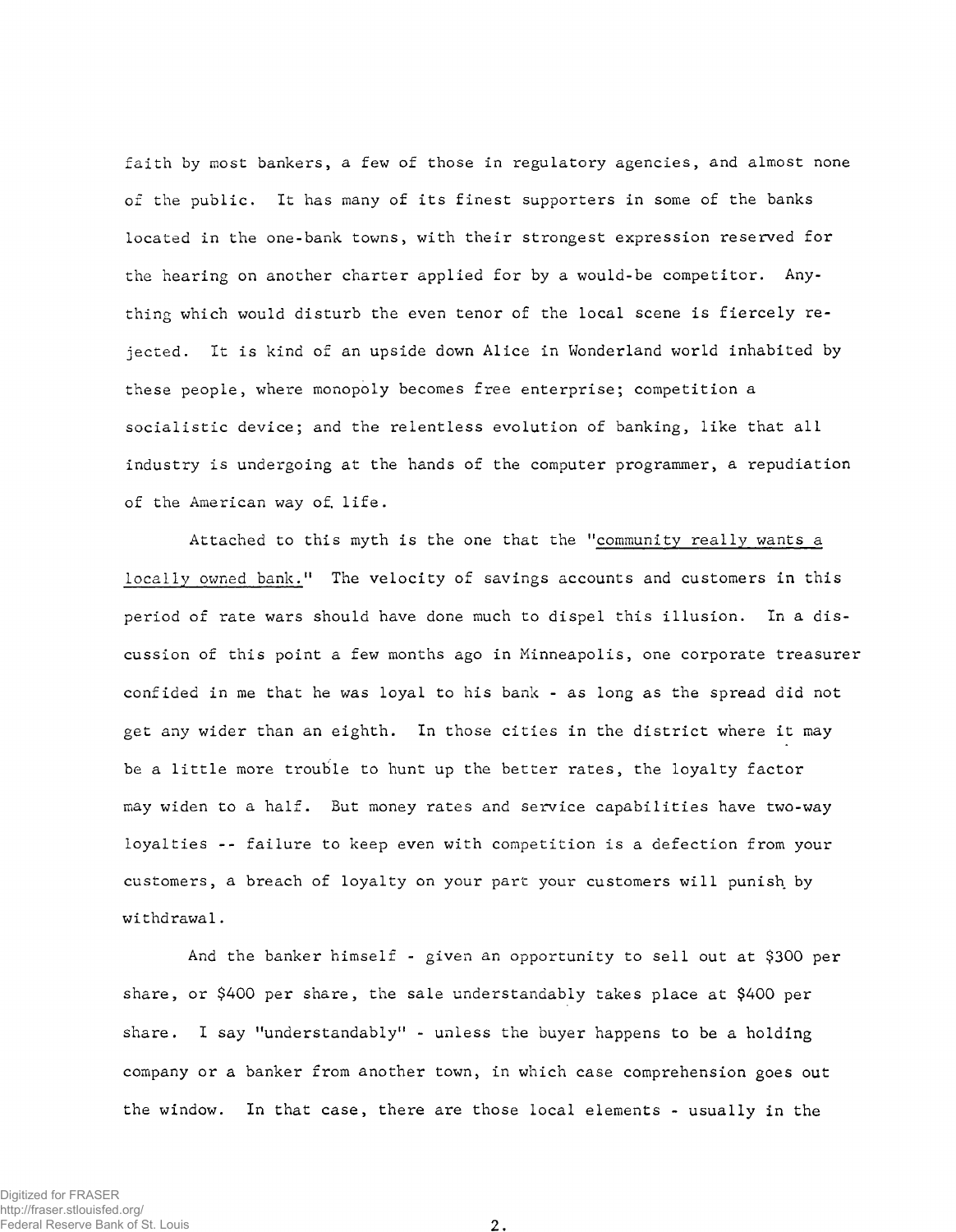faith by most bankers, a few of those in regulatory agencies, and almost none of the public. It has many of its finest supporters in some of the banks located in the one-bank towns, with their strongest expression reserved for the hearing on another charter applied for by a would-be competitor. Anything which would disturb the even tenor of the local scene is fiercely rejected. It is kind of an upside down Alice in Wonderland world inhabited by these people, where monopoly becomes free enterprise; competition a socialistic device; and the relentless evolution of banking, like that all industry is undergoing at the hands of the computer programmer, a repudiation of the American way of life.

Attached to this myth is the one that the "community really wants a locally owned bank." The velocity of savings accounts and customers in this period of rate wars should have done much to dispel this illusion. In a discussion of this point a few months ago in Minneapolis, one corporate treasurer confided in me that he was loyal to his bank - as long as the spread did not get any wider than an eighth. In those cities in the district where it may be a little more trouble to hunt up the better rates, the loyalty factor may widen to a half. But money rates and service capabilities have two-way loyalties -- failure to keep even with competition is a defection from your customers, a breach of loyalty on your part your customers will punish by withdrawal.

And the banker himself - given an opportunity to sell out at $300 per share, or $400 per share, the sale understandably takes place at $400 per share. I say "understandably" - unless the buyer happens to be a holding company or a banker from another town, in which case comprehension goes out the window. In that case, there are those local elements - usually in the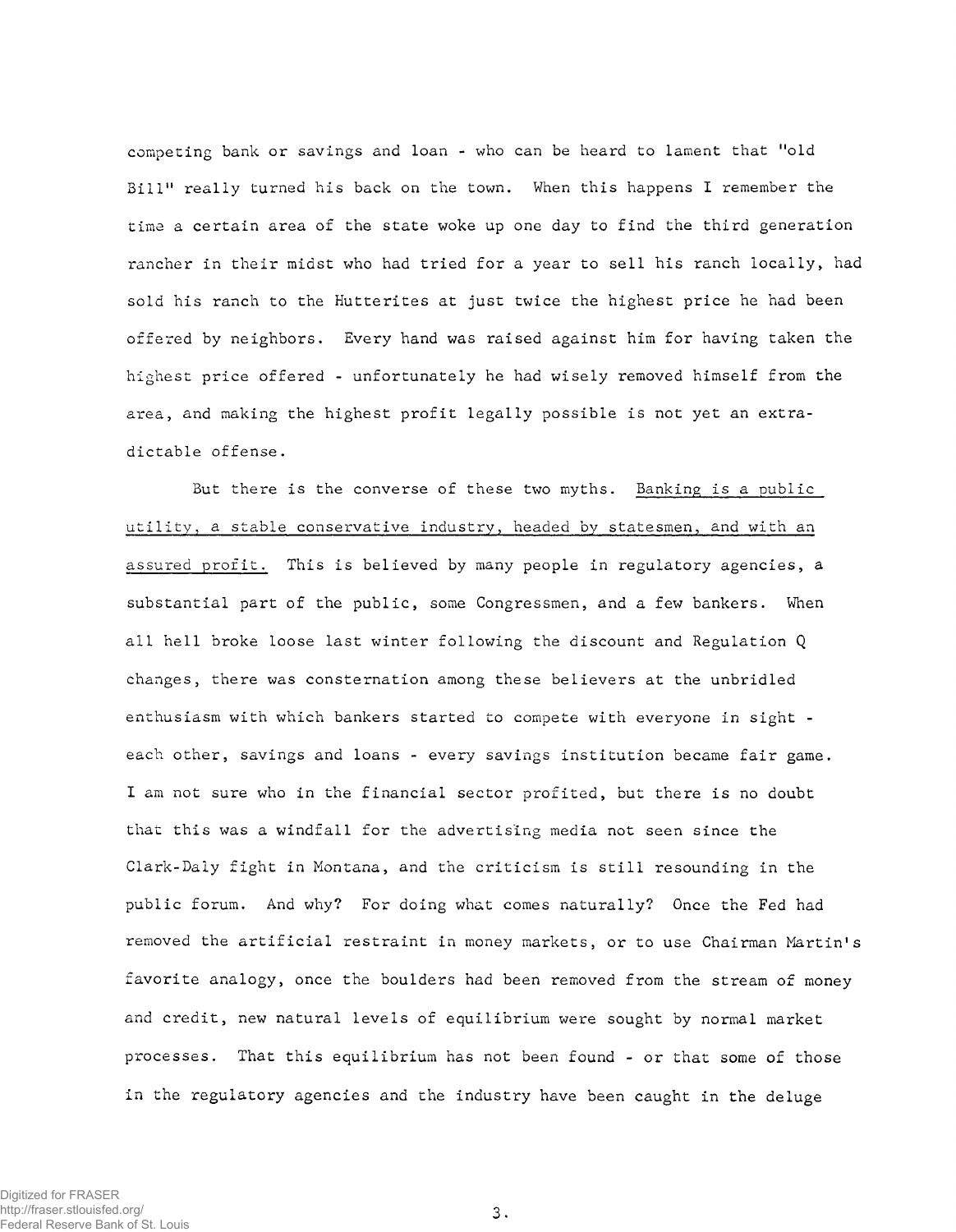competing bank or savings and loan - who can be heard to lament that "old Bill" really turned his back on the town. When this happens I remember the time a certain area of the state woke up one day to find the third generation rancher in their midst who had tried for a year to sell his ranch locally, had sold his ranch to the Hutterites at just twice the highest price he had been offered by neighbors. Every hand was raised against him for having taken the highest price offered - unfortunately he had wisely removed himself from the area, and making the highest profit legally possible is not yet an extradictable offense.

But there is the converse of these two myths. Banking is a public utility, a stable conservative industry, headed by statesmen, and with an assured profit. This is believed by many people in regulatory agencies, a substantial part of the public, some Congressmen, and a few bankers. When all hell broke loose last winter following the discount and Regulation Q changes, there was consternation among these believers at the unbridled enthusiasm with which bankers started to compete with everyone in sight - each other, savings and loans - every savings institution became fair game. I am not sure who in the financial sector profited, but there is no doubt that this was a windfall for the advertising media not seen since the Clark-Daly fight in Montana, and the criticism is still resounding in the public forum. And why? For doing what comes naturally? Once the Fed had removed the artificial restraint in money markets, or to use Chairman Martin's favorite analogy, once the boulders had been removed from the stream of money and credit, new natural levels of equilibrium were sought by normal market processes. That this equilibrium has not been found - or that some of those in the regulatory agencies and the industry have been caught in the deluge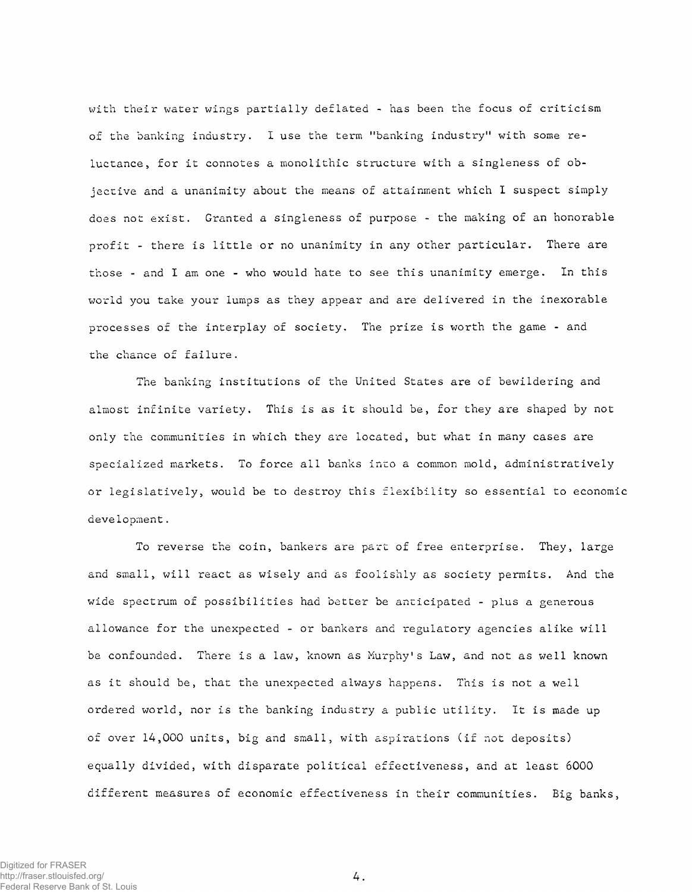with their water wings partially deflated - has been the focus of criticism of the banking industry. I use the term "banking industry" with some reluctance, for it connotes a monolithic structure with a singleness of objective and a unanimity about the means of attainment which I suspect simply does not exist. Granted a singleness of purpose - the making of an honorable profit - there is little or no unanimity in any other particular. There are those - and I am one - who would hate to see this unanimity emerge. In this world you take your lumps as they appear and are delivered in the inexorable processes of the interplay of society. The prize is worth the game - and the chance of failure.

The banking institutions of the United States are of bewildering and almost infinite variety. This is as it should be, for they are shaped by not only the communities in which they are located, but what in many cases are specialized markets. To force all banks into a common mold, administratively or legislatively, would be to destroy this flexibility so essential to economic development.

To reverse the coin, bankers are part of free enterprise. They, large and small, will react as wisely and as foolishly as society permits. And the wide spectrum of possibilities had better be anticipated - plus a generous allowance for the unexpected - or bankers and regulatory agencies alike will be confounded. There is a law, known as Murphy's Law, and not as well known as it should be, that the unexpected always happens. This is not a well ordered world, nor is the banking industry a public utility. It is made up of over 14,000 units, big and small, with aspirations (if not deposits) equally divided, with disparate political effectiveness, and at least 6000 different measures of economic effectiveness in their communities. Big banks,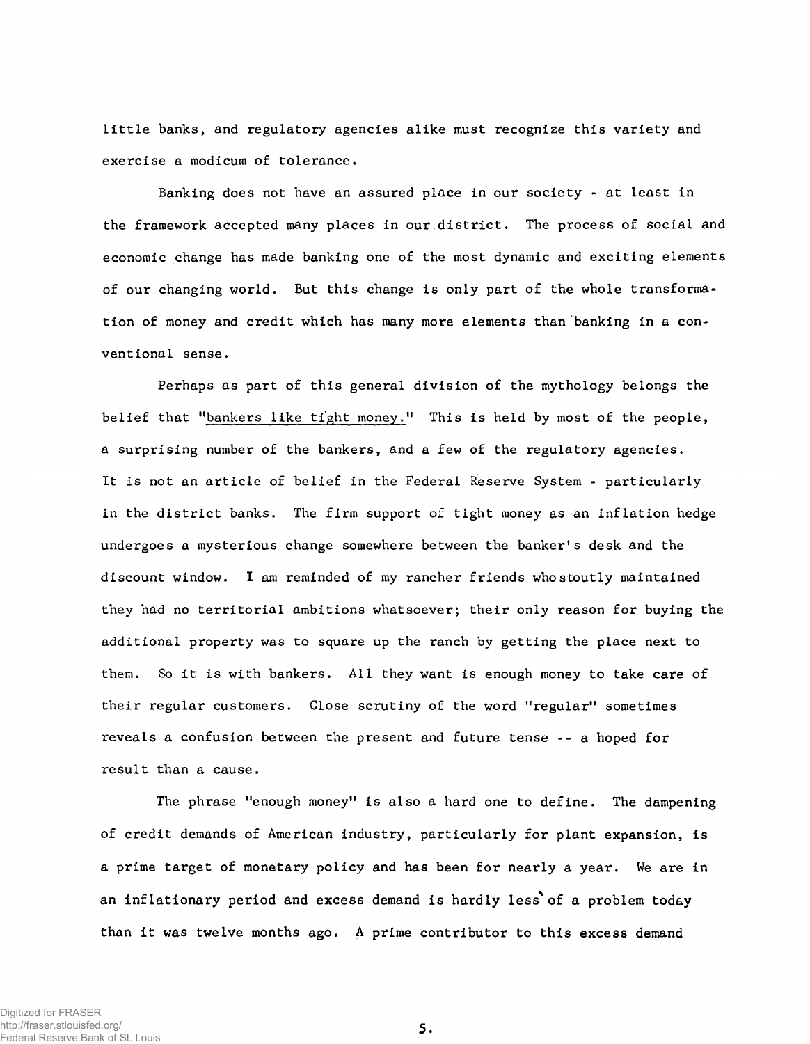little banks, and regulatory agencies alike must recognize this variety and exercise a modicum of tolerance.

Banking does not have an assured place in our society - at least in the framework accepted many places in our district. The process of social and economic change has made banking one of the most dynamic and exciting elements of our changing world. But this change is only part of the whole transformation of money and credit which has many more elements than banking in a conventional sense.

Perhaps as part of this general division of the mythology belongs the belief that "bankers like tight money." This is held by most of the people, a surprising number of the bankers, and a few of the regulatory agencies. It is not an article of belief in the Federal Reserve System - particularly in the district banks. The firm support of tight money as an inflation hedge undergoes a mysterious change somewhere between the banker's desk and the discount window. I am reminded of my rancher friends who stoutly maintained they had no territorial ambitions whatsoever; their only reason for buying the additional property was to square up the ranch by getting the place next to them. So it is with bankers. All they want is enough money to take care of their regular customers. Close scrutiny of the word "regular" sometimes reveals a confusion between the present and future tense -- a hoped for result than a cause.

The phrase "enough money" is also a hard one to define. The dampening of credit demands of American industry, particularly for plant expansion, is a prime target of monetary policy and has been for nearly a year. We are in an inflationary period and excess demand is hardly less of a problem today than it was twelve months ago. A prime contributor to this excess demand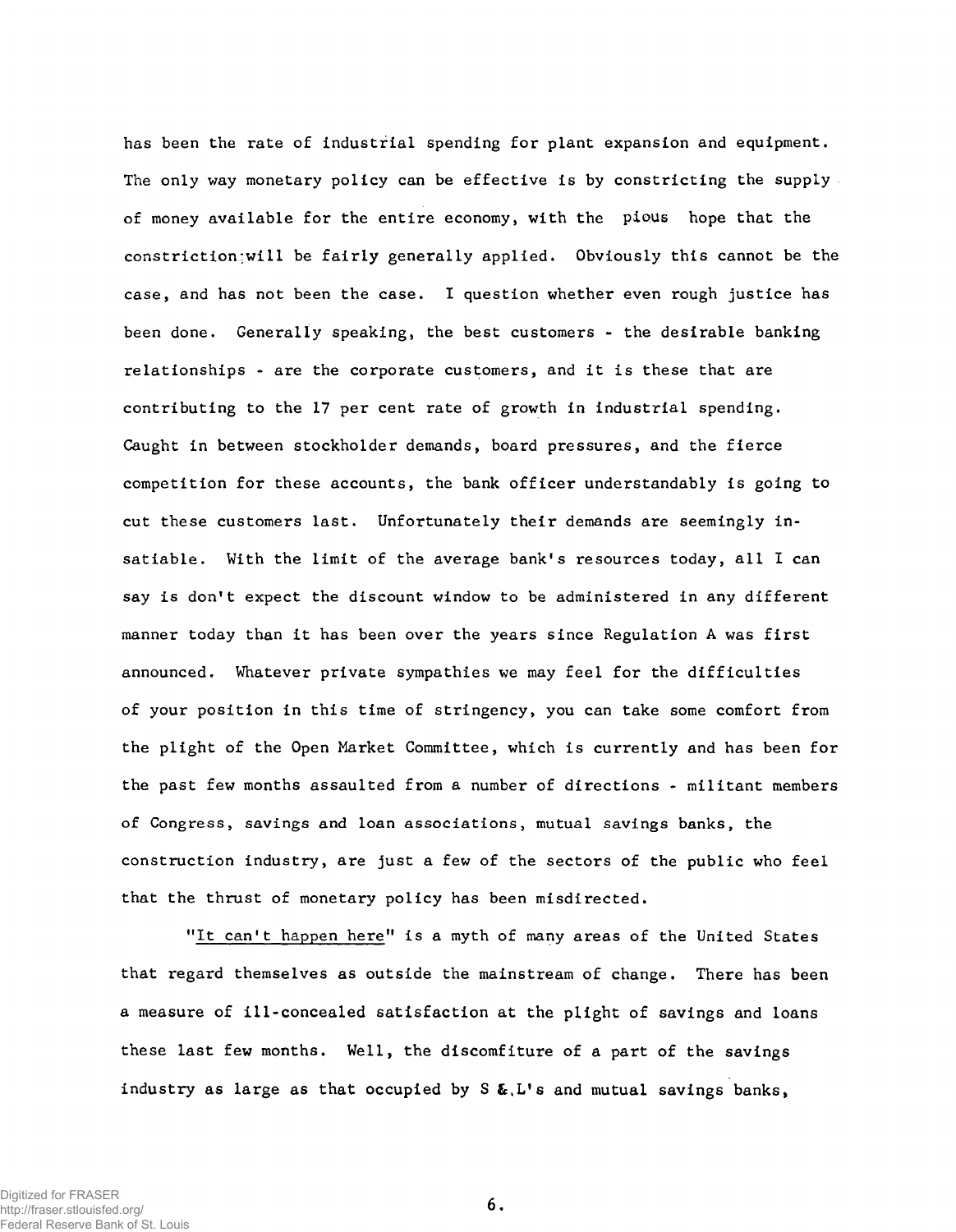has been the rate of industrial spending for plant expansion and equipment. The only way monetary policy can be effective is by constricting the supply of money available for the entire economy, with the pious hope that the constriction will be fairly generally applied. Obviously this cannot be the case, and has not been the case. I question whether even rough justice has been done. Generally speaking, the best customers - the desirable banking relationships - are the corporate customers, and it is these that are contributing to the 17 per cent rate of growth in industrial spending. Caught in between stockholder demands, board pressures, and the fierce competition for these accounts, the bank officer understandably is going to cut these customers last. Unfortunately their demands are seemingly insatiable. With the limit of the average bank's resources today, all I can say is don't expect the discount window to be administered in any different manner today than it has been over the years since Regulation A was first announced. Whatever private sympathies we may feel for the difficulties of your position in this time of stringency, you can take some comfort from the plight of the Open Market Committee, which is currently and has been for the past few months assaulted from a number of directions - militant members of Congress, savings and loan associations, mutual savings banks, the construction industry, are just a few of the sectors of the public who feel that the thrust of monetary policy has been misdirected.

"It can't happen here" is a myth of many areas of the United States that regard themselves as outside the mainstream of change. There has been a measure of ill-concealed satisfaction at the plight of savings and loans these last few months. Well, the discomfiture of a part of the savings industry as large as that occupied by S &.L's and mutual savings banks,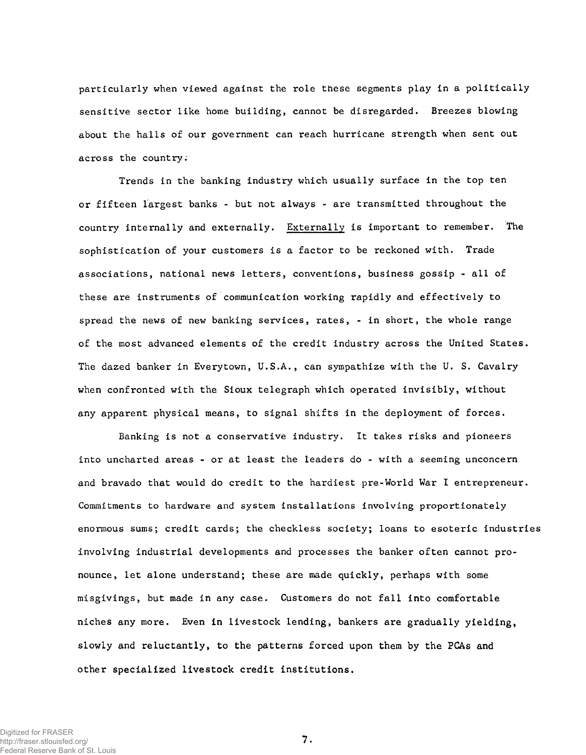particularly when viewed against the role these segments play in a politically sensitive sector like home building, cannot be disregarded. Breezes blowing about the halls of our government can reach hurricane strength when sent out across the country.

Trends in the banking industry which usually surface in the top ten or fifteen largest banks - but not always - are transmitted throughout the country internally and externally. Externally is important to remember. The sophistication of your customers is a factor to be reckoned with. Trade associations, national news letters, conventions, business gossip - all of these are instruments of communication working rapidly and effectively to spread the news of new banking services, rates, - in short, the whole range of the most advanced elements of the credit industry across the United States. The dazed banker in Everytown, U.S.A., can sympathize with the U. S. Cavalry when confronted with the Sioux telegraph which operated invisibly, without any apparent physical means, to signal shifts in the deployment of forces.

Banking is not a conservative industry. It takes risks and pioneers into uncharted areas - or at least the leaders do - with a seeming unconcern and bravado that would do credit to the hardiest pre-World War I entrepreneur. Commitments to hardware and system installations involving proportionately enormous sums; credit cards; the checkless society; loans to esoteric industries involving industrial developments and processes the banker often cannot pronounce, let alone understand; these are made quickly, perhaps with some misgivings, but made in any case. Customers do not fall into comfortable niches any more. Even in livestock lending, bankers are gradually yielding, slowly and reluctantly, to the patterns forced upon them by the PCAs and other specialized livestock credit institutions.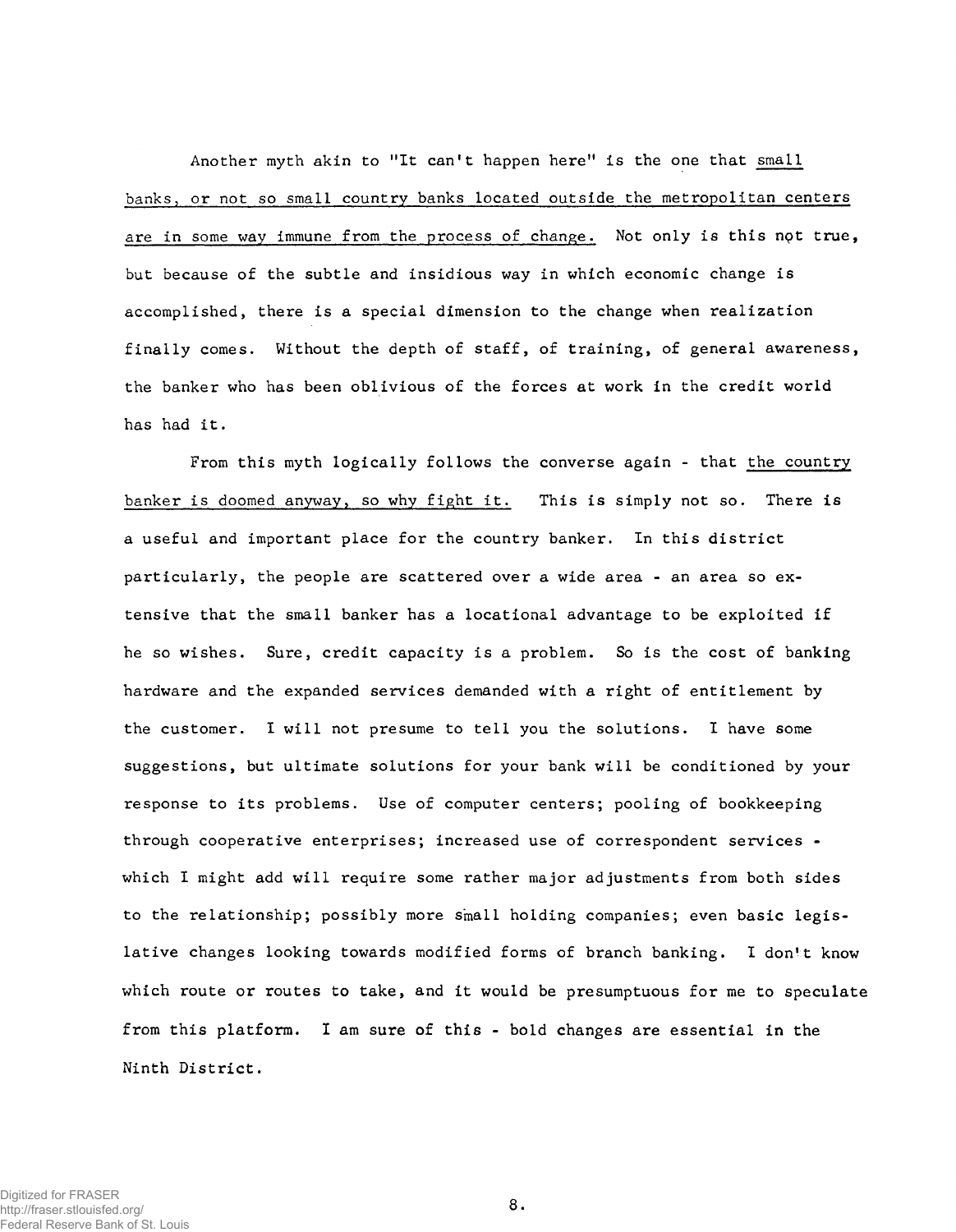Another myth akin to "It can't happen here" is the one that <u>small banks, or not so small country banks located outside the metropolitan centers are in some way immune from the process of change.</u> Not only is this not true, but because of the subtle and insidious way in which economic change is accomplished, there is a special dimension to the change when realization finally comes. Without the depth of staff, of training, of general awareness, the banker who has been oblivious of the forces at work in the credit world has had it.

From this myth logically follows the converse again - that <u>the country banker is doomed anyway, so why fight it.</u> This is simply not so. There is a useful and important place for the country banker. In this district particularly, the people are scattered over a wide area - an area so extensive that the small banker has a locational advantage to be exploited if he so wishes. Sure, credit capacity is a problem. So is the cost of banking hardware and the expanded services demanded with a right of entitlement by the customer. I will not presume to tell you the solutions. I have some suggestions, but ultimate solutions for your bank will be conditioned by your response to its problems. Use of computer centers; pooling of bookkeeping through cooperative enterprises; increased use of correspondent services - which I might add will require some rather major adjustments from both sides to the relationship; possibly more small holding companies; even basic legislative changes looking towards modified forms of branch banking. I don't know which route or routes to take, and it would be presumptuous for me to speculate from this platform. I am sure of this - bold changes are essential in the Ninth District.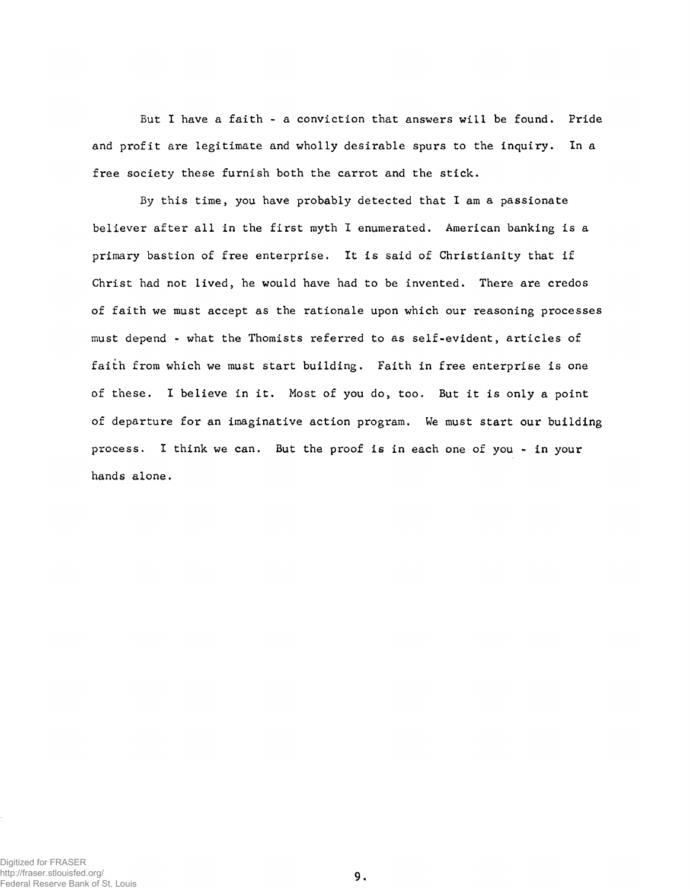But I have a faith - a conviction that answers will be found. Pride and profit are legitimate and wholly desirable spurs to the inquiry. In a free society these furnish both the carrot and the stick.

By this time, you have probably detected that I am a passionate believer after all in the first myth I enumerated. American banking is a primary bastion of free enterprise. It is said of Christianity that if Christ had not lived, he would have had to be invented. There are credos of faith we must accept as the rationale upon which our reasoning processes must depend - what the Thomists referred to as self-evident, articles of faith from which we must start building. Faith in free enterprise is one of these. I believe in it. Most of you do, too. But it is only a point of departure for an imaginative action program. We must start our building process. I think we can. But the proof is in each one of you - in your hands alone.